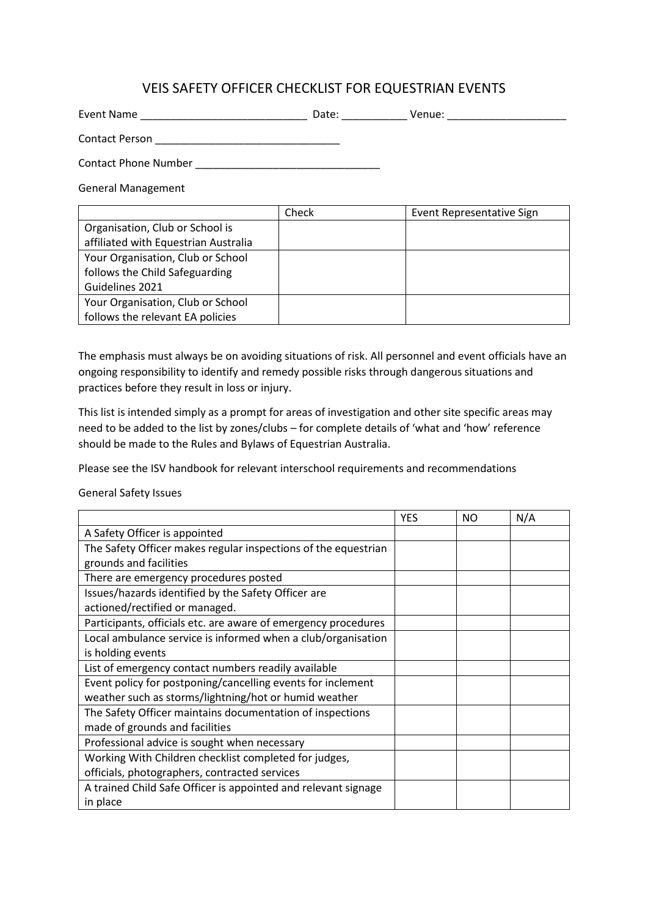# VEIS SAFETY OFFICER CHECKLIST FOR EQUESTRIAN EVENTS

Event Name ____________________________ Date: ___________ Venue: ____________________

Contact Person _______________________________

Contact Phone Number _______________________________

General Management

| | Check | Event Representative Sign |
|---|---|---|
| Organisation, Club or School is affiliated with Equestrian Australia | | |
| Your Organisation, Club or School follows the Child Safeguarding Guidelines 2021 | | |
| Your Organisation, Club or School follows the relevant EA policies | | |

The emphasis must always be on avoiding situations of risk. All personnel and event officials have an ongoing responsibility to identify and remedy possible risks through dangerous situations and practices before they result in loss or injury.

This list is intended simply as a prompt for areas of investigation and other site specific areas may need to be added to the list by zones/clubs – for complete details of 'what and 'how' reference should be made to the Rules and Bylaws of Equestrian Australia.

Please see the ISV handbook for relevant interschool requirements and recommendations

General Safety Issues

| | YES | NO | N/A |
|---|---|---|---|
| A Safety Officer is appointed | | | |
| The Safety Officer makes regular inspections of the equestrian grounds and facilities | | | |
| There are emergency procedures posted | | | |
| Issues/hazards identified by the Safety Officer are actioned/rectified or managed. | | | |
| Participants, officials etc. are aware of emergency procedures | | | |
| Local ambulance service is informed when a club/organisation is holding events | | | |
| List of emergency contact numbers readily available | | | |
| Event policy for postponing/cancelling events for inclement weather such as storms/lightning/hot or humid weather | | | |
| The Safety Officer maintains documentation of inspections made of grounds and facilities | | | |
| Professional advice is sought when necessary | | | |
| Working With Children checklist completed for judges, officials, photographers, contracted services | | | |
| A trained Child Safe Officer is appointed and relevant signage in place | | | |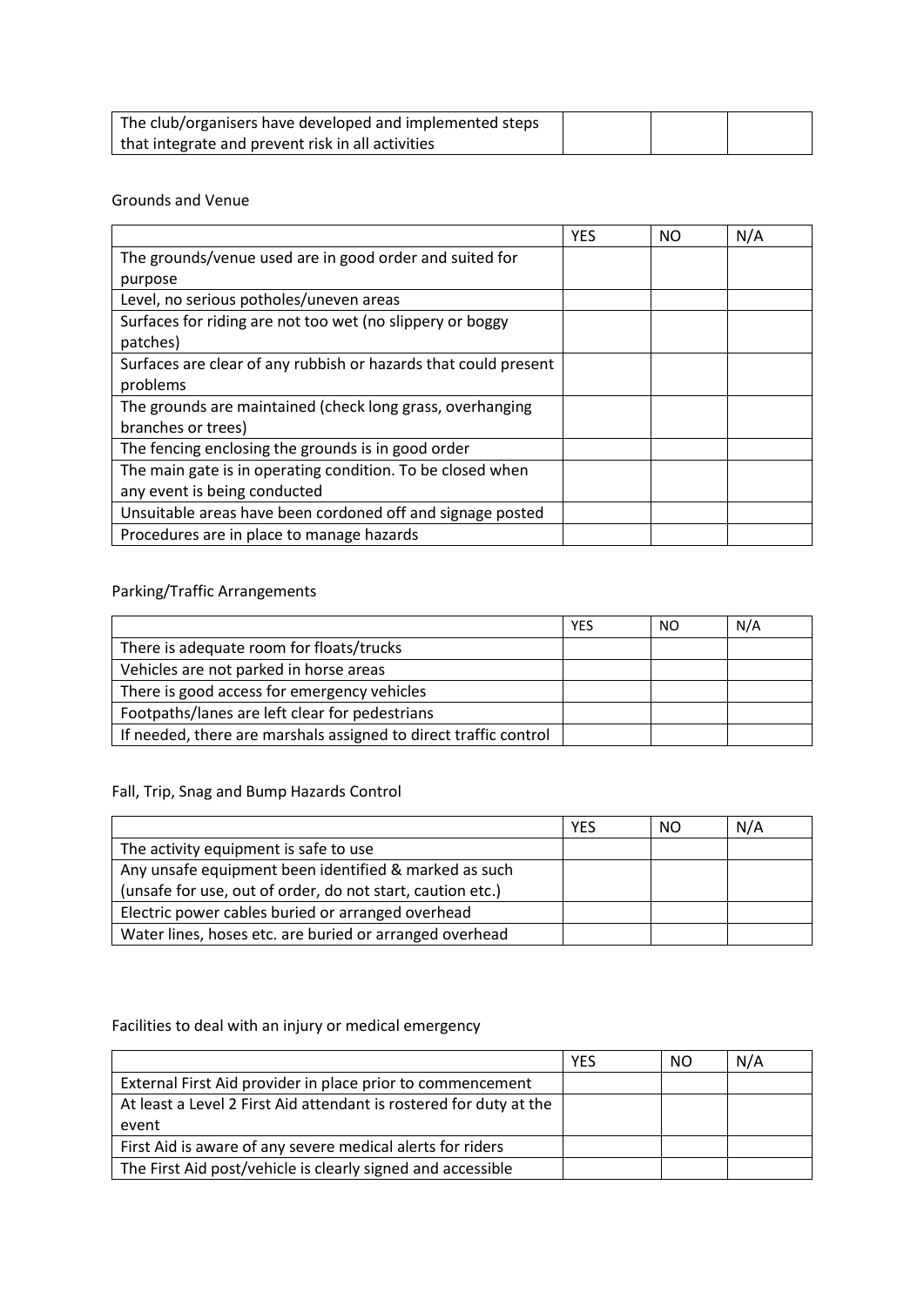| | | | |
|---|---|---|---|
| The club/organisers have developed and implemented steps that integrate and prevent risk in all activities | | | |

Grounds and Venue

| | YES | NO | N/A |
|---|---|---|---|
| The grounds/venue used are in good order and suited for purpose | | | |
| Level, no serious potholes/uneven areas | | | |
| Surfaces for riding are not too wet (no slippery or boggy patches) | | | |
| Surfaces are clear of any rubbish or hazards that could present problems | | | |
| The grounds are maintained (check long grass, overhanging branches or trees) | | | |
| The fencing enclosing the grounds is in good order | | | |
| The main gate is in operating condition. To be closed when any event is being conducted | | | |
| Unsuitable areas have been cordoned off and signage posted | | | |
| Procedures are in place to manage hazards | | | |

Parking/Traffic Arrangements

| | YES | NO | N/A |
|---|---|---|---|
| There is adequate room for floats/trucks | | | |
| Vehicles are not parked in horse areas | | | |
| There is good access for emergency vehicles | | | |
| Footpaths/lanes are left clear for pedestrians | | | |
| If needed, there are marshals assigned to direct traffic control | | | |

Fall, Trip, Snag and Bump Hazards Control

| | YES | NO | N/A |
|---|---|---|---|
| The activity equipment is safe to use | | | |
| Any unsafe equipment been identified & marked as such (unsafe for use, out of order, do not start, caution etc.) | | | |
| Electric power cables buried or arranged overhead | | | |
| Water lines, hoses etc. are buried or arranged overhead | | | |

Facilities to deal with an injury or medical emergency

| | YES | NO | N/A |
|---|---|---|---|
| External First Aid provider in place prior to commencement | | | |
| At least a Level 2 First Aid attendant is rostered for duty at the event | | | |
| First Aid is aware of any severe medical alerts for riders | | | |
| The First Aid post/vehicle is clearly signed and accessible | | | |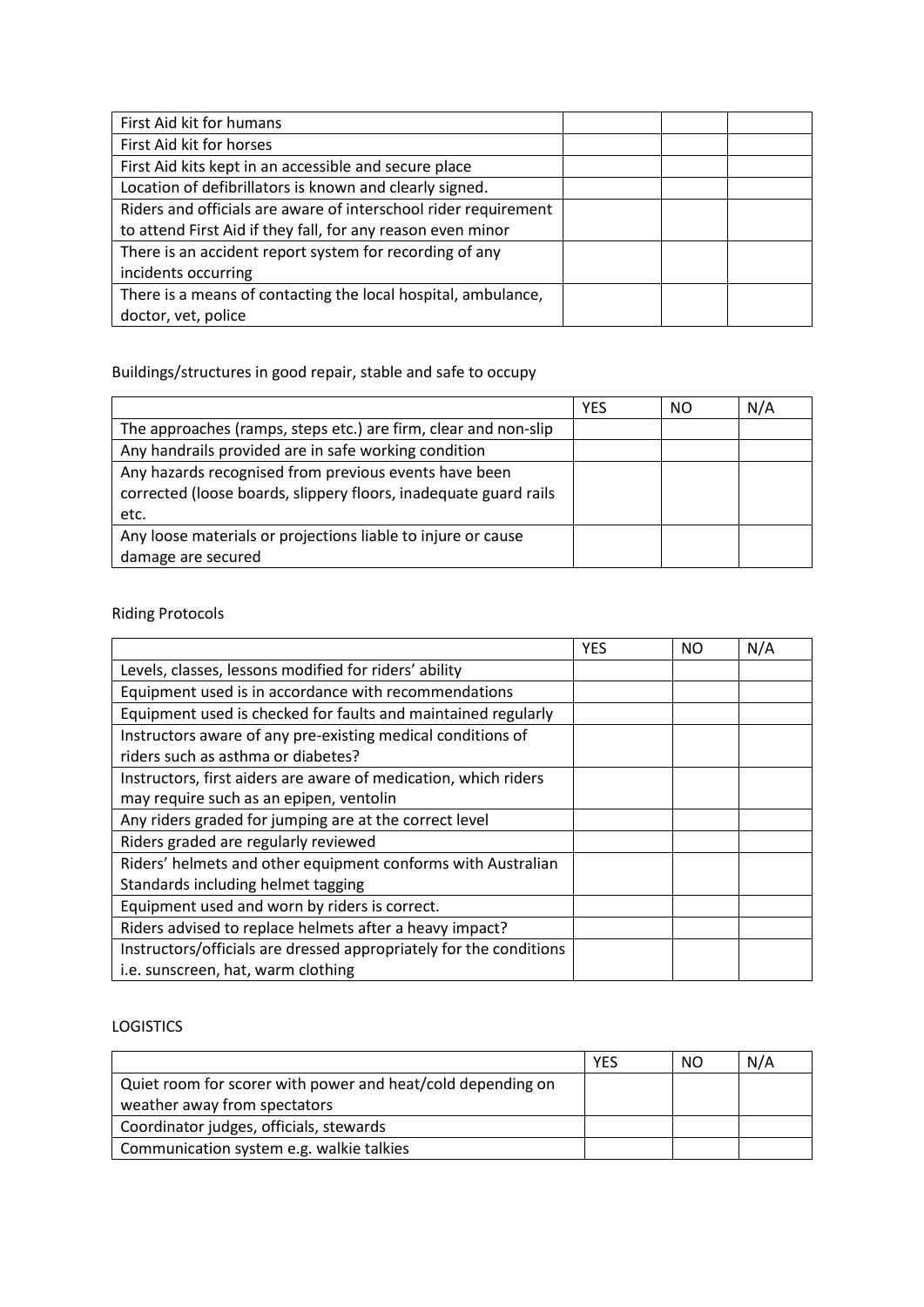| | | | |
|---|---|---|---|
| First Aid kit for humans | | | |
| First Aid kit for horses | | | |
| First Aid kits kept in an accessible and secure place | | | |
| Location of defibrillators is known and clearly signed. | | | |
| Riders and officials are aware of interschool rider requirement to attend First Aid if they fall, for any reason even minor | | | |
| There is an accident report system for recording of any incidents occurring | | | |
| There is a means of contacting the local hospital, ambulance, doctor, vet, police | | | |

Buildings/structures in good repair, stable and safe to occupy

| | YES | NO | N/A |
|---|---|---|---|
| The approaches (ramps, steps etc.) are firm, clear and non-slip | | | |
| Any handrails provided are in safe working condition | | | |
| Any hazards recognised from previous events have been corrected (loose boards, slippery floors, inadequate guard rails etc. | | | |
| Any loose materials or projections liable to injure or cause damage are secured | | | |

Riding Protocols

| | YES | NO | N/A |
|---|---|---|---|
| Levels, classes, lessons modified for riders' ability | | | |
| Equipment used is in accordance with recommendations | | | |
| Equipment used is checked for faults and maintained regularly | | | |
| Instructors aware of any pre-existing medical conditions of riders such as asthma or diabetes? | | | |
| Instructors, first aiders are aware of medication, which riders may require such as an epipen, ventolin | | | |
| Any riders graded for jumping are at the correct level | | | |
| Riders graded are regularly reviewed | | | |
| Riders' helmets and other equipment conforms with Australian Standards including helmet tagging | | | |
| Equipment used and worn by riders is correct. | | | |
| Riders advised to replace helmets after a heavy impact? | | | |
| Instructors/officials are dressed appropriately for the conditions i.e. sunscreen, hat, warm clothing | | | |

LOGISTICS

| | YES | NO | N/A |
|---|---|---|---|
| Quiet room for scorer with power and heat/cold depending on weather away from spectators | | | |
| Coordinator judges, officials, stewards | | | |
| Communication system e.g. walkie talkies | | | |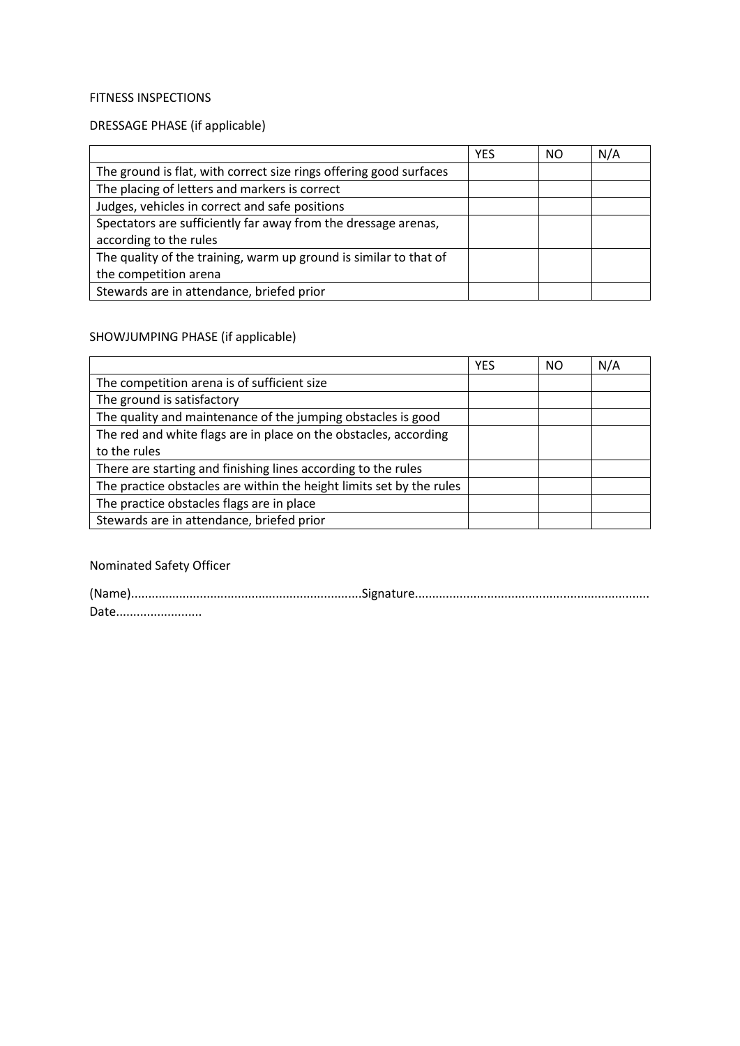FITNESS INSPECTIONS

DRESSAGE PHASE (if applicable)

| | YES | NO | N/A |
|---|---|---|---|
| The ground is flat, with correct size rings offering good surfaces | | | |
| The placing of letters and markers is correct | | | |
| Judges, vehicles in correct and safe positions | | | |
| Spectators are sufficiently far away from the dressage arenas, according to the rules | | | |
| The quality of the training, warm up ground is similar to that of the competition arena | | | |
| Stewards are in attendance, briefed prior | | | |

SHOWJUMPING PHASE (if applicable)

| | YES | NO | N/A |
|---|---|---|---|
| The competition arena is of sufficient size | | | |
| The ground is satisfactory | | | |
| The quality and maintenance of the jumping obstacles is good | | | |
| The red and white flags are in place on the obstacles, according to the rules | | | |
| There are starting and finishing lines according to the rules | | | |
| The practice obstacles are within the height limits set by the rules | | | |
| The practice obstacles flags are in place | | | |
| Stewards are in attendance, briefed prior | | | |

Nominated Safety Officer

(Name)..................................................................Signature...................................................................
Date.........................